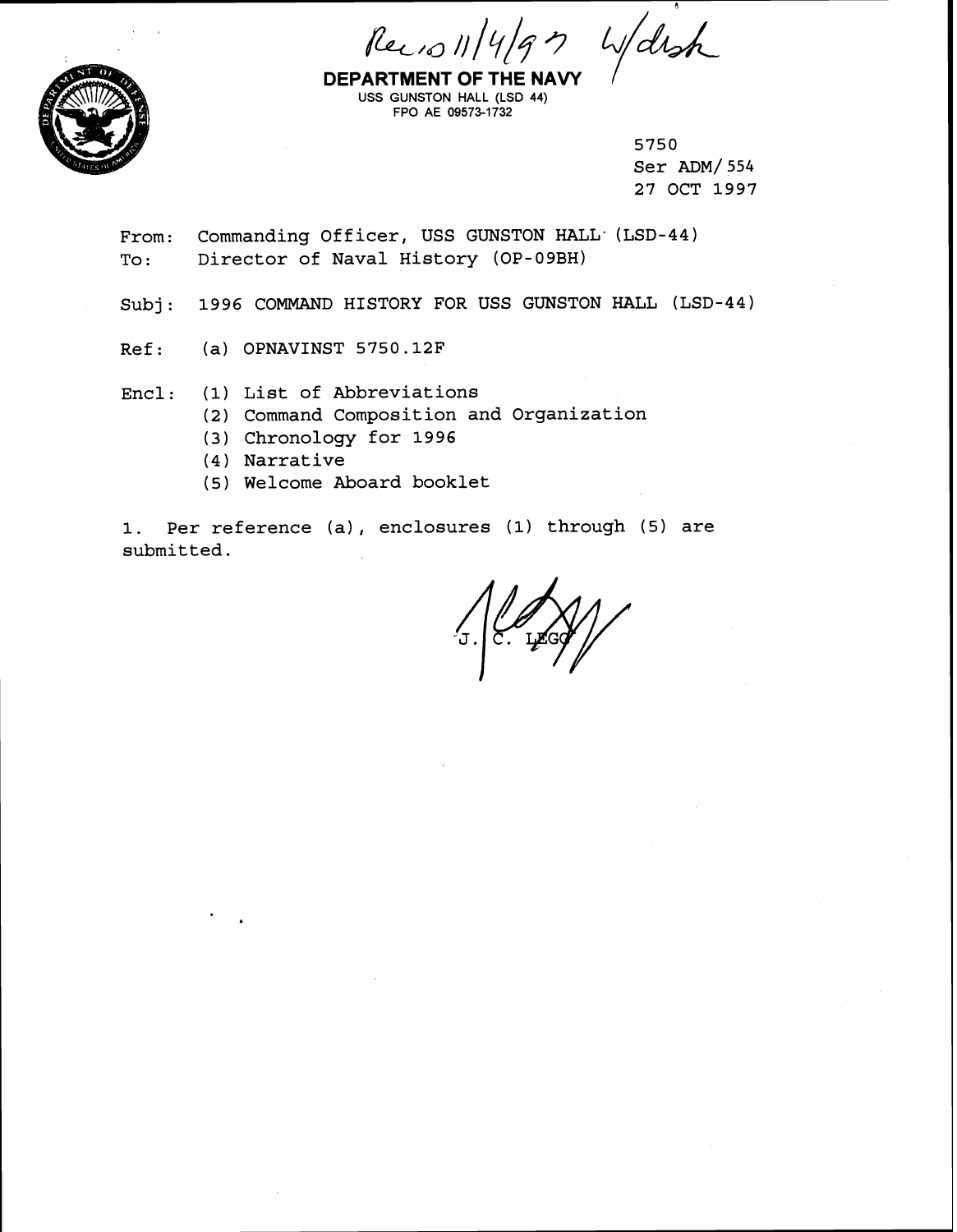Rec'd 11/4/97 w/disk

**DEPARTMENT OF THE NAVY**
USS GUNSTON HALL (LSD 44)
FPO AE 09573-1732

5750
Ser ADM/554
27 OCT 1997

From: Commanding Officer, USS GUNSTON HALL (LSD-44)
To: Director of Naval History (OP-09BH)

Subj: 1996 COMMAND HISTORY FOR USS GUNSTON HALL (LSD-44)

Ref: (a) OPNAVINST 5750.12F

Encl: (1) List of Abbreviations
(2) Command Composition and Organization
(3) Chronology for 1996
(4) Narrative
(5) Welcome Aboard booklet

1. Per reference (a), enclosures (1) through (5) are submitted.

J. C. LEGG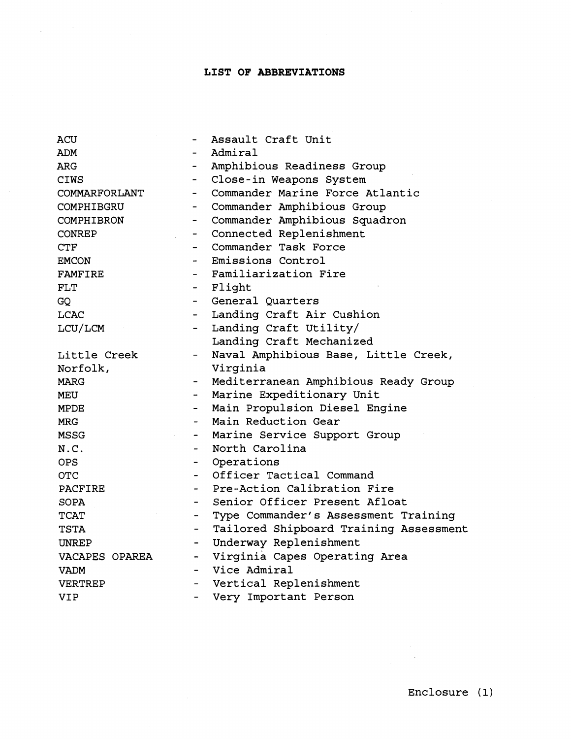**LIST OF ABBREVIATIONS**

| | | |
|---|---|---|
| ACU | - | Assault Craft Unit |
| ADM | - | Admiral |
| ARG | - | Amphibious Readiness Group |
| CIWS | - | Close-in Weapons System |
| COMMARFORLANT | - | Commander Marine Force Atlantic |
| COMPHIBGRU | - | Commander Amphibious Group |
| COMPHIBRON | - | Commander Amphibious Squadron |
| CONREP | - | Connected Replenishment |
| CTF | - | Commander Task Force |
| EMCON | - | Emissions Control |
| FAMFIRE | - | Familiarization Fire |
| FLT | - | Flight |
| GQ | - | General Quarters |
| LCAC | - | Landing Craft Air Cushion |
| LCU/LCM | - | Landing Craft Utility/ Landing Craft Mechanized |
| Little Creek Norfolk, | - | Naval Amphibious Base, Little Creek, Virginia |
| MARG | - | Mediterranean Amphibious Ready Group |
| MEU | - | Marine Expeditionary Unit |
| MPDE | - | Main Propulsion Diesel Engine |
| MRG | - | Main Reduction Gear |
| MSSG | - | Marine Service Support Group |
| N.C. | - | North Carolina |
| OPS | - | Operations |
| OTC | - | Officer Tactical Command |
| PACFIRE | - | Pre-Action Calibration Fire |
| SOPA | - | Senior Officer Present Afloat |
| TCAT | - | Type Commander's Assessment Training |
| TSTA | - | Tailored Shipboard Training Assessment |
| UNREP | - | Underway Replenishment |
| VACAPES OPAREA | - | Virginia Capes Operating Area |
| VADM | - | Vice Admiral |
| VERTREP | - | Vertical Replenishment |
| VIP | - | Very Important Person |

Enclosure (1)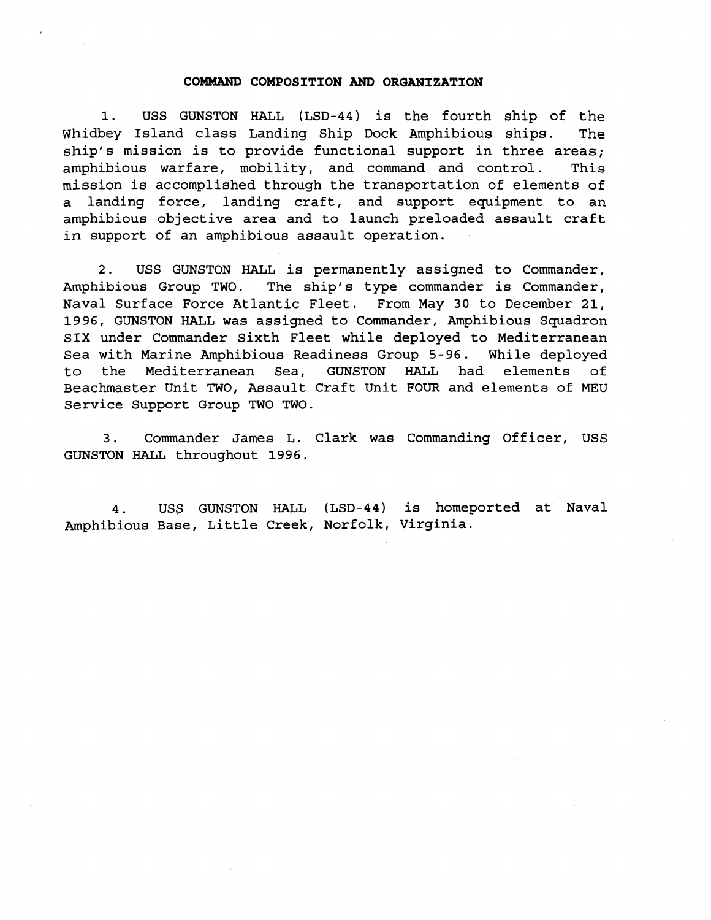## COMMAND COMPOSITION AND ORGANIZATION

1. USS GUNSTON HALL (LSD-44) is the fourth ship of the Whidbey Island class Landing Ship Dock Amphibious ships. The ship's mission is to provide functional support in three areas; amphibious warfare, mobility, and command and control. This mission is accomplished through the transportation of elements of a landing force, landing craft, and support equipment to an amphibious objective area and to launch preloaded assault craft in support of an amphibious assault operation.

2. USS GUNSTON HALL is permanently assigned to Commander, Amphibious Group TWO. The ship's type commander is Commander, Naval Surface Force Atlantic Fleet. From May 30 to December 21, 1996, GUNSTON HALL was assigned to Commander, Amphibious Squadron SIX under Commander Sixth Fleet while deployed to Mediterranean Sea with Marine Amphibious Readiness Group 5-96. While deployed to the Mediterranean Sea, GUNSTON HALL had elements of Beachmaster Unit TWO, Assault Craft Unit FOUR and elements of MEU Service Support Group TWO TWO.

3. Commander James L. Clark was Commanding Officer, USS GUNSTON HALL throughout 1996.

4. USS GUNSTON HALL (LSD-44) is homeported at Naval Amphibious Base, Little Creek, Norfolk, Virginia.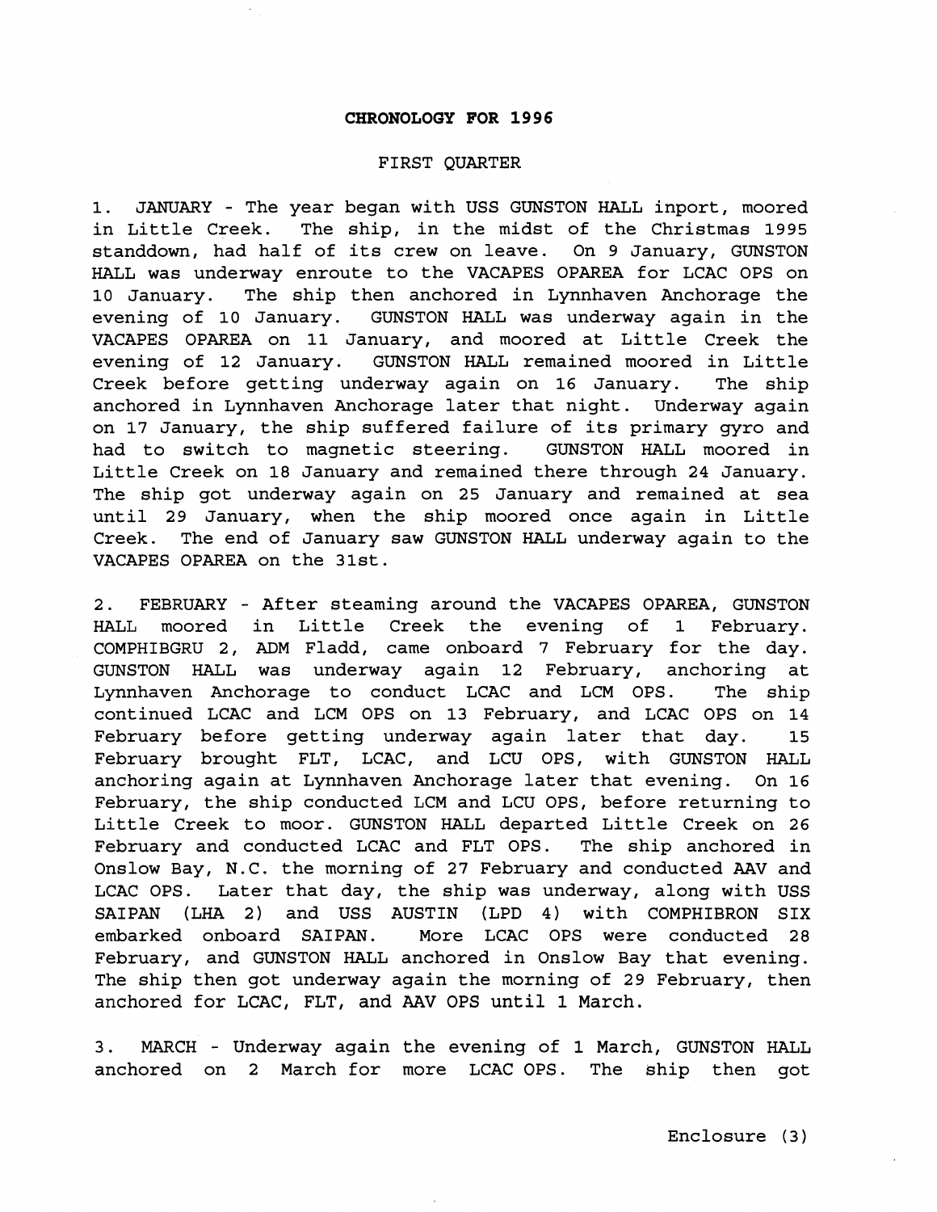**CHRONOLOGY FOR 1996**

FIRST QUARTER

1. JANUARY - The year began with USS GUNSTON HALL inport, moored in Little Creek. The ship, in the midst of the Christmas 1995 standdown, had half of its crew on leave. On 9 January, GUNSTON HALL was underway enroute to the VACAPES OPAREA for LCAC OPS on 10 January. The ship then anchored in Lynnhaven Anchorage the evening of 10 January. GUNSTON HALL was underway again in the VACAPES OPAREA on 11 January, and moored at Little Creek the evening of 12 January. GUNSTON HALL remained moored in Little Creek before getting underway again on 16 January. The ship anchored in Lynnhaven Anchorage later that night. Underway again on 17 January, the ship suffered failure of its primary gyro and had to switch to magnetic steering. GUNSTON HALL moored in Little Creek on 18 January and remained there through 24 January. The ship got underway again on 25 January and remained at sea until 29 January, when the ship moored once again in Little Creek. The end of January saw GUNSTON HALL underway again to the VACAPES OPAREA on the 31st.

2. FEBRUARY - After steaming around the VACAPES OPAREA, GUNSTON HALL moored in Little Creek the evening of 1 February. COMPHIBGRU 2, ADM Fladd, came onboard 7 February for the day. GUNSTON HALL was underway again 12 February, anchoring at Lynnhaven Anchorage to conduct LCAC and LCM OPS. The ship continued LCAC and LCM OPS on 13 February, and LCAC OPS on 14 February before getting underway again later that day. 15 February brought FLT, LCAC, and LCU OPS, with GUNSTON HALL anchoring again at Lynnhaven Anchorage later that evening. On 16 February, the ship conducted LCM and LCU OPS, before returning to Little Creek to moor. GUNSTON HALL departed Little Creek on 26 February and conducted LCAC and FLT OPS. The ship anchored in Onslow Bay, N.C. the morning of 27 February and conducted AAV and LCAC OPS. Later that day, the ship was underway, along with USS SAIPAN (LHA 2) and USS AUSTIN (LPD 4) with COMPHIBRON SIX embarked onboard SAIPAN. More LCAC OPS were conducted 28 February, and GUNSTON HALL anchored in Onslow Bay that evening. The ship then got underway again the morning of 29 February, then anchored for LCAC, FLT, and AAV OPS until 1 March.

3. MARCH - Underway again the evening of 1 March, GUNSTON HALL anchored on 2 March for more LCAC OPS. The ship then got

Enclosure (3)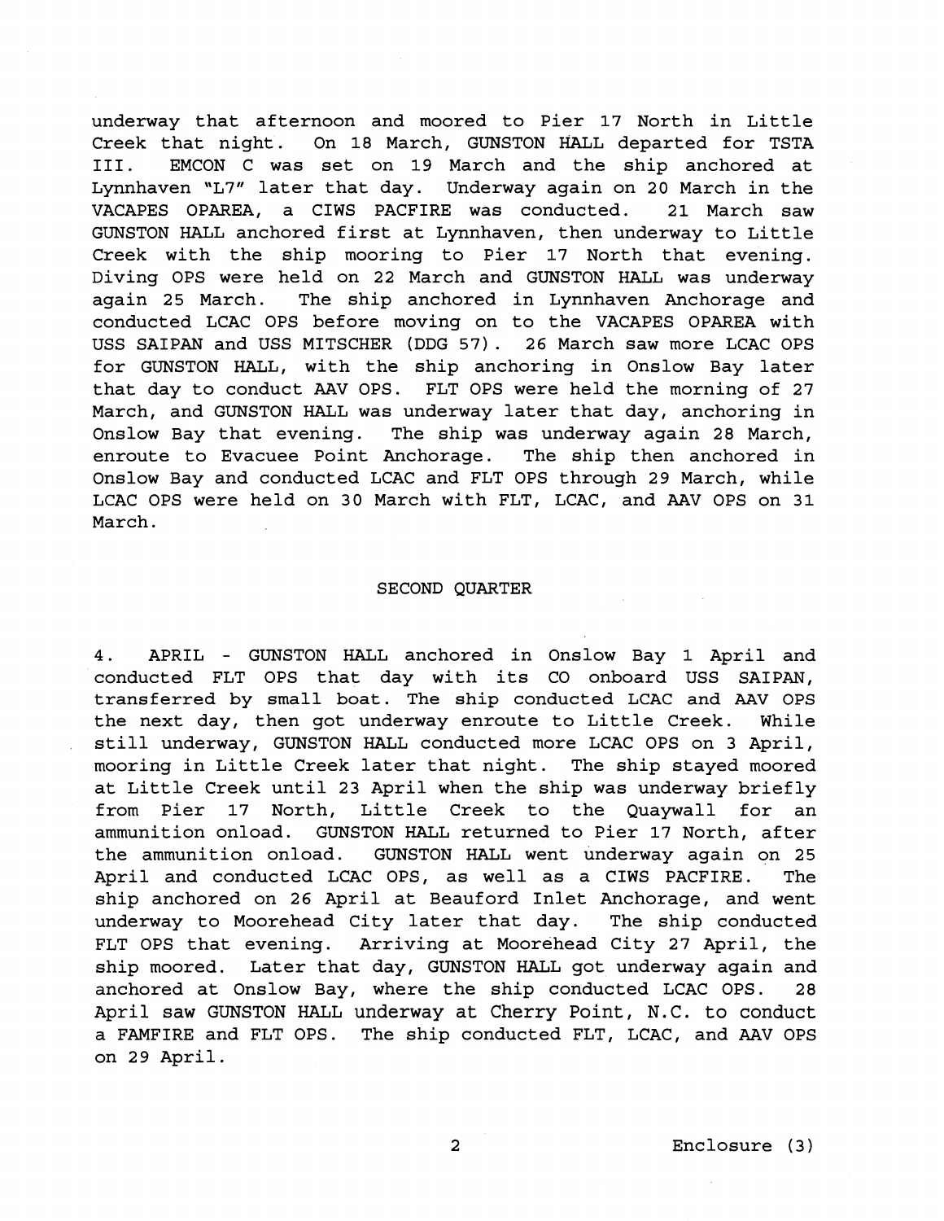underway that afternoon and moored to Pier 17 North in Little Creek that night. On 18 March, GUNSTON HALL departed for TSTA III. EMCON C was set on 19 March and the ship anchored at Lynnhaven "L7" later that day. Underway again on 20 March in the VACAPES OPAREA, a CIWS PACFIRE was conducted. 21 March saw GUNSTON HALL anchored first at Lynnhaven, then underway to Little Creek with the ship mooring to Pier 17 North that evening. Diving OPS were held on 22 March and GUNSTON HALL was underway again 25 March. The ship anchored in Lynnhaven Anchorage and conducted LCAC OPS before moving on to the VACAPES OPAREA with USS SAIPAN and USS MITSCHER (DDG 57). 26 March saw more LCAC OPS for GUNSTON HALL, with the ship anchoring in Onslow Bay later that day to conduct AAV OPS. FLT OPS were held the morning of 27 March, and GUNSTON HALL was underway later that day, anchoring in Onslow Bay that evening. The ship was underway again 28 March, enroute to Evacuee Point Anchorage. The ship then anchored in Onslow Bay and conducted LCAC and FLT OPS through 29 March, while LCAC OPS were held on 30 March with FLT, LCAC, and AAV OPS on 31 March.

## SECOND QUARTER

4. APRIL - GUNSTON HALL anchored in Onslow Bay 1 April and conducted FLT OPS that day with its CO onboard USS SAIPAN, transferred by small boat. The ship conducted LCAC and AAV OPS the next day, then got underway enroute to Little Creek. While still underway, GUNSTON HALL conducted more LCAC OPS on 3 April, mooring in Little Creek later that night. The ship stayed moored at Little Creek until 23 April when the ship was underway briefly from Pier 17 North, Little Creek to the Quaywall for an ammunition onload. GUNSTON HALL returned to Pier 17 North, after the ammunition onload. GUNSTON HALL went underway again on 25 April and conducted LCAC OPS, as well as a CIWS PACFIRE. The ship anchored on 26 April at Beauford Inlet Anchorage, and went underway to Moorehead City later that day. The ship conducted FLT OPS that evening. Arriving at Moorehead City 27 April, the ship moored. Later that day, GUNSTON HALL got underway again and anchored at Onslow Bay, where the ship conducted LCAC OPS. 28 April saw GUNSTON HALL underway at Cherry Point, N.C. to conduct a FAMFIRE and FLT OPS. The ship conducted FLT, LCAC, and AAV OPS on 29 April.

Enclosure (3)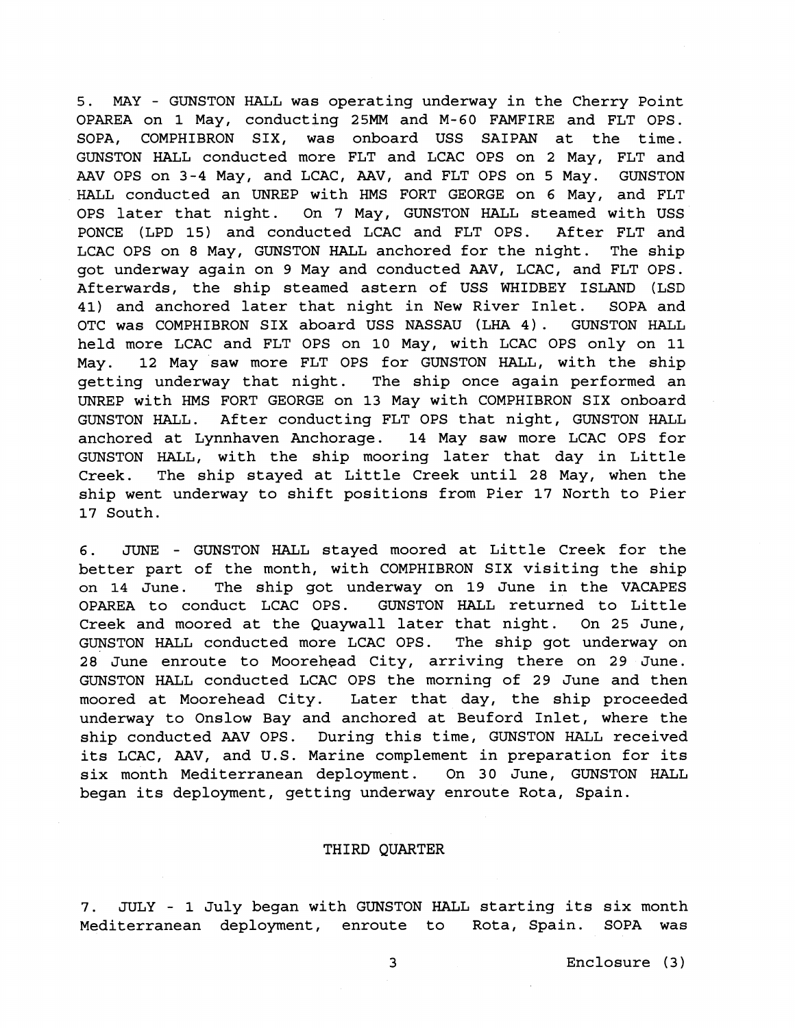5. MAY - GUNSTON HALL was operating underway in the Cherry Point OPAREA on 1 May, conducting 25MM and M-60 FAMFIRE and FLT OPS. SOPA, COMPHIBRON SIX, was onboard USS SAIPAN at the time. GUNSTON HALL conducted more FLT and LCAC OPS on 2 May, FLT and AAV OPS on 3-4 May, and LCAC, AAV, and FLT OPS on 5 May. GUNSTON HALL conducted an UNREP with HMS FORT GEORGE on 6 May, and FLT OPS later that night. On 7 May, GUNSTON HALL steamed with USS PONCE (LPD 15) and conducted LCAC and FLT OPS. After FLT and LCAC OPS on 8 May, GUNSTON HALL anchored for the night. The ship got underway again on 9 May and conducted AAV, LCAC, and FLT OPS. Afterwards, the ship steamed astern of USS WHIDBEY ISLAND (LSD 41) and anchored later that night in New River Inlet. SOPA and OTC was COMPHIBRON SIX aboard USS NASSAU (LHA 4). GUNSTON HALL held more LCAC and FLT OPS on 10 May, with LCAC OPS only on 11 May. 12 May saw more FLT OPS for GUNSTON HALL, with the ship getting underway that night. The ship once again performed an UNREP with HMS FORT GEORGE on 13 May with COMPHIBRON SIX onboard GUNSTON HALL. After conducting FLT OPS that night, GUNSTON HALL anchored at Lynnhaven Anchorage. 14 May saw more LCAC OPS for GUNSTON HALL, with the ship mooring later that day in Little Creek. The ship stayed at Little Creek until 28 May, when the ship went underway to shift positions from Pier 17 North to Pier 17 South.

6. JUNE - GUNSTON HALL stayed moored at Little Creek for the better part of the month, with COMPHIBRON SIX visiting the ship on 14 June. The ship got underway on 19 June in the VACAPES OPAREA to conduct LCAC OPS. GUNSTON HALL returned to Little Creek and moored at the Quaywall later that night. On 25 June, GUNSTON HALL conducted more LCAC OPS. The ship got underway on 28 June enroute to Moorehead City, arriving there on 29 June. GUNSTON HALL conducted LCAC OPS the morning of 29 June and then moored at Moorehead City. Later that day, the ship proceeded underway to Onslow Bay and anchored at Beuford Inlet, where the ship conducted AAV OPS. During this time, GUNSTON HALL received its LCAC, AAV, and U.S. Marine complement in preparation for its six month Mediterranean deployment. On 30 June, GUNSTON HALL began its deployment, getting underway enroute Rota, Spain.

## THIRD QUARTER

7. JULY - 1 July began with GUNSTON HALL starting its six month Mediterranean deployment, enroute to Rota, Spain. SOPA was

Enclosure (3)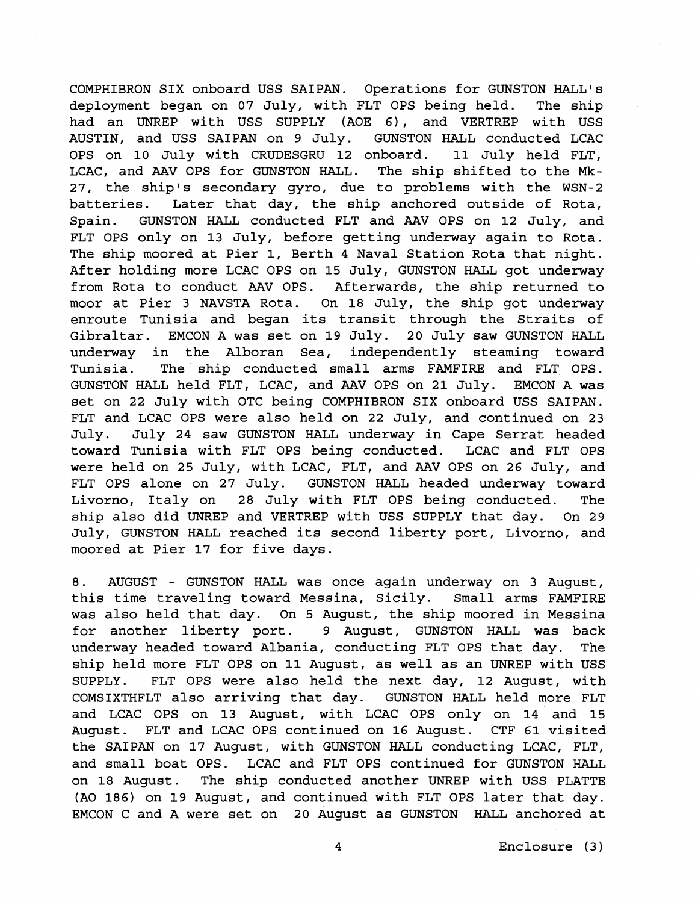COMPHIBRON SIX onboard USS SAIPAN. Operations for GUNSTON HALL's deployment began on 07 July, with FLT OPS being held. The ship had an UNREP with USS SUPPLY (AOE 6), and VERTREP with USS AUSTIN, and USS SAIPAN on 9 July. GUNSTON HALL conducted LCAC OPS on 10 July with CRUDESGRU 12 onboard. 11 July held FLT, LCAC, and AAV OPS for GUNSTON HALL. The ship shifted to the Mk-27, the ship's secondary gyro, due to problems with the WSN-2 batteries. Later that day, the ship anchored outside of Rota, Spain. GUNSTON HALL conducted FLT and AAV OPS on 12 July, and FLT OPS only on 13 July, before getting underway again to Rota. The ship moored at Pier 1, Berth 4 Naval Station Rota that night. After holding more LCAC OPS on 15 July, GUNSTON HALL got underway from Rota to conduct AAV OPS. Afterwards, the ship returned to moor at Pier 3 NAVSTA Rota. On 18 July, the ship got underway enroute Tunisia and began its transit through the Straits of Gibraltar. EMCON A was set on 19 July. 20 July saw GUNSTON HALL underway in the Alboran Sea, independently steaming toward Tunisia. The ship conducted small arms FAMFIRE and FLT OPS. GUNSTON HALL held FLT, LCAC, and AAV OPS on 21 July. EMCON A was set on 22 July with OTC being COMPHIBRON SIX onboard USS SAIPAN. FLT and LCAC OPS were also held on 22 July, and continued on 23 July. July 24 saw GUNSTON HALL underway in Cape Serrat headed toward Tunisia with FLT OPS being conducted. LCAC and FLT OPS were held on 25 July, with LCAC, FLT, and AAV OPS on 26 July, and FLT OPS alone on 27 July. GUNSTON HALL headed underway toward Livorno, Italy on 28 July with FLT OPS being conducted. The ship also did UNREP and VERTREP with USS SUPPLY that day. On 29 July, GUNSTON HALL reached its second liberty port, Livorno, and moored at Pier 17 for five days.

8. AUGUST - GUNSTON HALL was once again underway on 3 August, this time traveling toward Messina, Sicily. Small arms FAMFIRE was also held that day. On 5 August, the ship moored in Messina for another liberty port. 9 August, GUNSTON HALL was back underway headed toward Albania, conducting FLT OPS that day. The ship held more FLT OPS on 11 August, as well as an UNREP with USS SUPPLY. FLT OPS were also held the next day, 12 August, with COMSIXTHFLT also arriving that day. GUNSTON HALL held more FLT and LCAC OPS on 13 August, with LCAC OPS only on 14 and 15 August. FLT and LCAC OPS continued on 16 August. CTF 61 visited the SAIPAN on 17 August, with GUNSTON HALL conducting LCAC, FLT, and small boat OPS. LCAC and FLT OPS continued for GUNSTON HALL on 18 August. The ship conducted another UNREP with USS PLATTE (AO 186) on 19 August, and continued with FLT OPS later that day. EMCON C and A were set on 20 August as GUNSTON HALL anchored at

Enclosure (3)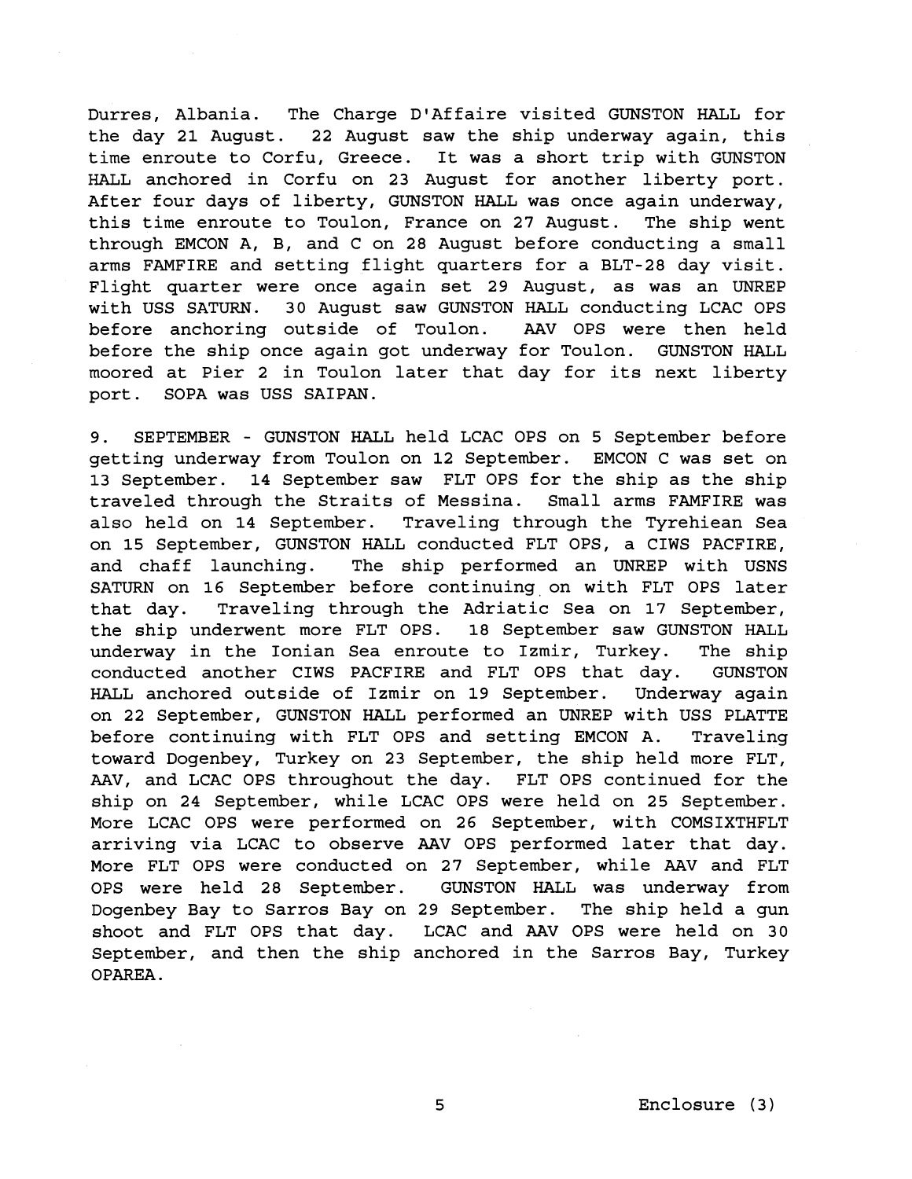Durres, Albania. The Charge D'Affaire visited GUNSTON HALL for the day 21 August. 22 August saw the ship underway again, this time enroute to Corfu, Greece. It was a short trip with GUNSTON HALL anchored in Corfu on 23 August for another liberty port. After four days of liberty, GUNSTON HALL was once again underway, this time enroute to Toulon, France on 27 August. The ship went through EMCON A, B, and C on 28 August before conducting a small arms FAMFIRE and setting flight quarters for a BLT-28 day visit. Flight quarter were once again set 29 August, as was an UNREP with USS SATURN. 30 August saw GUNSTON HALL conducting LCAC OPS before anchoring outside of Toulon. AAV OPS were then held before the ship once again got underway for Toulon. GUNSTON HALL moored at Pier 2 in Toulon later that day for its next liberty port. SOPA was USS SAIPAN.

9. SEPTEMBER - GUNSTON HALL held LCAC OPS on 5 September before getting underway from Toulon on 12 September. EMCON C was set on 13 September. 14 September saw FLT OPS for the ship as the ship traveled through the Straits of Messina. Small arms FAMFIRE was also held on 14 September. Traveling through the Tyrehiean Sea on 15 September, GUNSTON HALL conducted FLT OPS, a CIWS PACFIRE, and chaff launching. The ship performed an UNREP with USNS SATURN on 16 September before continuing on with FLT OPS later that day. Traveling through the Adriatic Sea on 17 September, the ship underwent more FLT OPS. 18 September saw GUNSTON HALL underway in the Ionian Sea enroute to Izmir, Turkey. The ship conducted another CIWS PACFIRE and FLT OPS that day. GUNSTON HALL anchored outside of Izmir on 19 September. Underway again on 22 September, GUNSTON HALL performed an UNREP with USS PLATTE before continuing with FLT OPS and setting EMCON A. Traveling toward Dogenbey, Turkey on 23 September, the ship held more FLT, AAV, and LCAC OPS throughout the day. FLT OPS continued for the ship on 24 September, while LCAC OPS were held on 25 September. More LCAC OPS were performed on 26 September, with COMSIXTHFLT arriving via LCAC to observe AAV OPS performed later that day. More FLT OPS were conducted on 27 September, while AAV and FLT OPS were held 28 September. GUNSTON HALL was underway from Dogenbey Bay to Sarros Bay on 29 September. The ship held a gun shoot and FLT OPS that day. LCAC and AAV OPS were held on 30 September, and then the ship anchored in the Sarros Bay, Turkey OPAREA.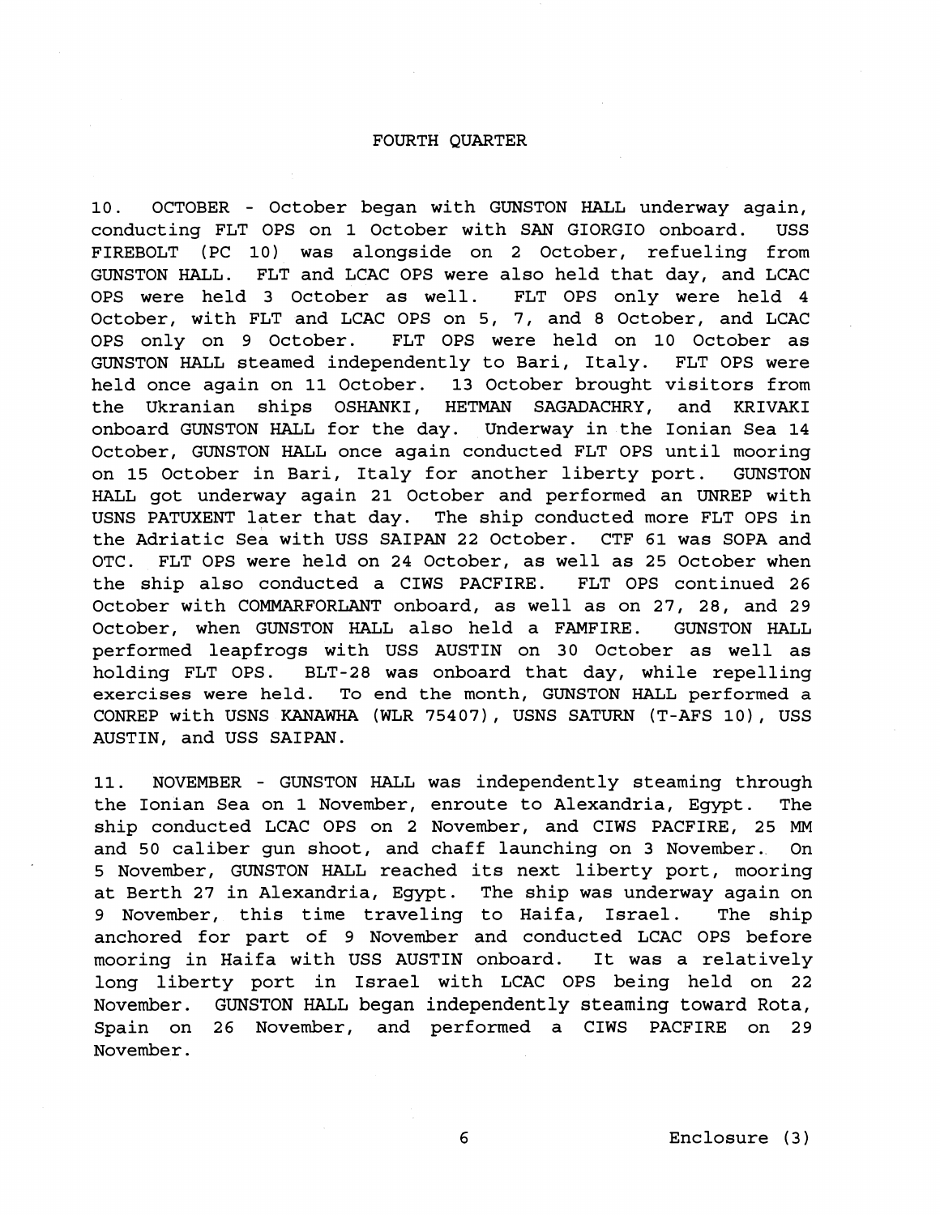## FOURTH QUARTER

10. OCTOBER - October began with GUNSTON HALL underway again, conducting FLT OPS on 1 October with SAN GIORGIO onboard. USS FIREBOLT (PC 10) was alongside on 2 October, refueling from GUNSTON HALL. FLT and LCAC OPS were also held that day, and LCAC OPS were held 3 October as well. FLT OPS only were held 4 October, with FLT and LCAC OPS on 5, 7, and 8 October, and LCAC OPS only on 9 October. FLT OPS were held on 10 October as GUNSTON HALL steamed independently to Bari, Italy. FLT OPS were held once again on 11 October. 13 October brought visitors from the Ukranian ships OSHANKI, HETMAN SAGADACHRY, and KRIVAKI onboard GUNSTON HALL for the day. Underway in the Ionian Sea 14 October, GUNSTON HALL once again conducted FLT OPS until mooring on 15 October in Bari, Italy for another liberty port. GUNSTON HALL got underway again 21 October and performed an UNREP with USNS PATUXENT later that day. The ship conducted more FLT OPS in the Adriatic Sea with USS SAIPAN 22 October. CTF 61 was SOPA and OTC. FLT OPS were held on 24 October, as well as 25 October when the ship also conducted a CIWS PACFIRE. FLT OPS continued 26 October with COMMARFORLANT onboard, as well as on 27, 28, and 29 October, when GUNSTON HALL also held a FAMFIRE. GUNSTON HALL performed leapfrogs with USS AUSTIN on 30 October as well as holding FLT OPS. BLT-28 was onboard that day, while repelling exercises were held. To end the month, GUNSTON HALL performed a CONREP with USNS KANAWHA (WLR 75407), USNS SATURN (T-AFS 10), USS AUSTIN, and USS SAIPAN.

11. NOVEMBER - GUNSTON HALL was independently steaming through the Ionian Sea on 1 November, enroute to Alexandria, Egypt. The ship conducted LCAC OPS on 2 November, and CIWS PACFIRE, 25 MM and 50 caliber gun shoot, and chaff launching on 3 November. On 5 November, GUNSTON HALL reached its next liberty port, mooring at Berth 27 in Alexandria, Egypt. The ship was underway again on 9 November, this time traveling to Haifa, Israel. The ship anchored for part of 9 November and conducted LCAC OPS before mooring in Haifa with USS AUSTIN onboard. It was a relatively long liberty port in Israel with LCAC OPS being held on 22 November. GUNSTON HALL began independently steaming toward Rota, Spain on 26 November, and performed a CIWS PACFIRE on 29 November.

Enclosure (3)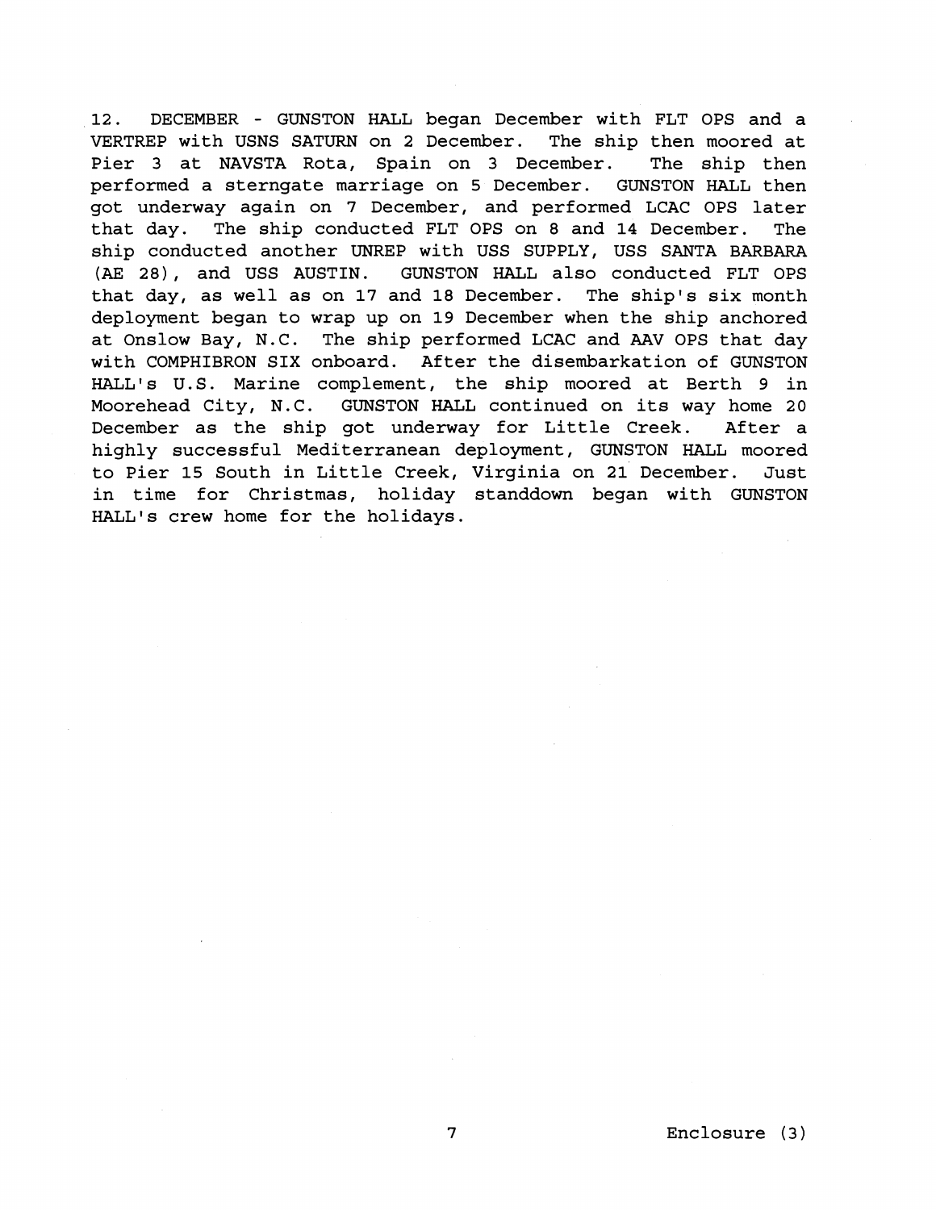12. DECEMBER - GUNSTON HALL began December with FLT OPS and a VERTREP with USNS SATURN on 2 December. The ship then moored at Pier 3 at NAVSTA Rota, Spain on 3 December. The ship then performed a sterngate marriage on 5 December. GUNSTON HALL then got underway again on 7 December, and performed LCAC OPS later that day. The ship conducted FLT OPS on 8 and 14 December. The ship conducted another UNREP with USS SUPPLY, USS SANTA BARBARA (AE 28), and USS AUSTIN. GUNSTON HALL also conducted FLT OPS that day, as well as on 17 and 18 December. The ship's six month deployment began to wrap up on 19 December when the ship anchored at Onslow Bay, N.C. The ship performed LCAC and AAV OPS that day with COMPHIBRON SIX onboard. After the disembarkation of GUNSTON HALL's U.S. Marine complement, the ship moored at Berth 9 in Moorehead City, N.C. GUNSTON HALL continued on its way home 20 December as the ship got underway for Little Creek. After a highly successful Mediterranean deployment, GUNSTON HALL moored to Pier 15 South in Little Creek, Virginia on 21 December. Just in time for Christmas, holiday standdown began with GUNSTON HALL's crew home for the holidays.

Enclosure (3)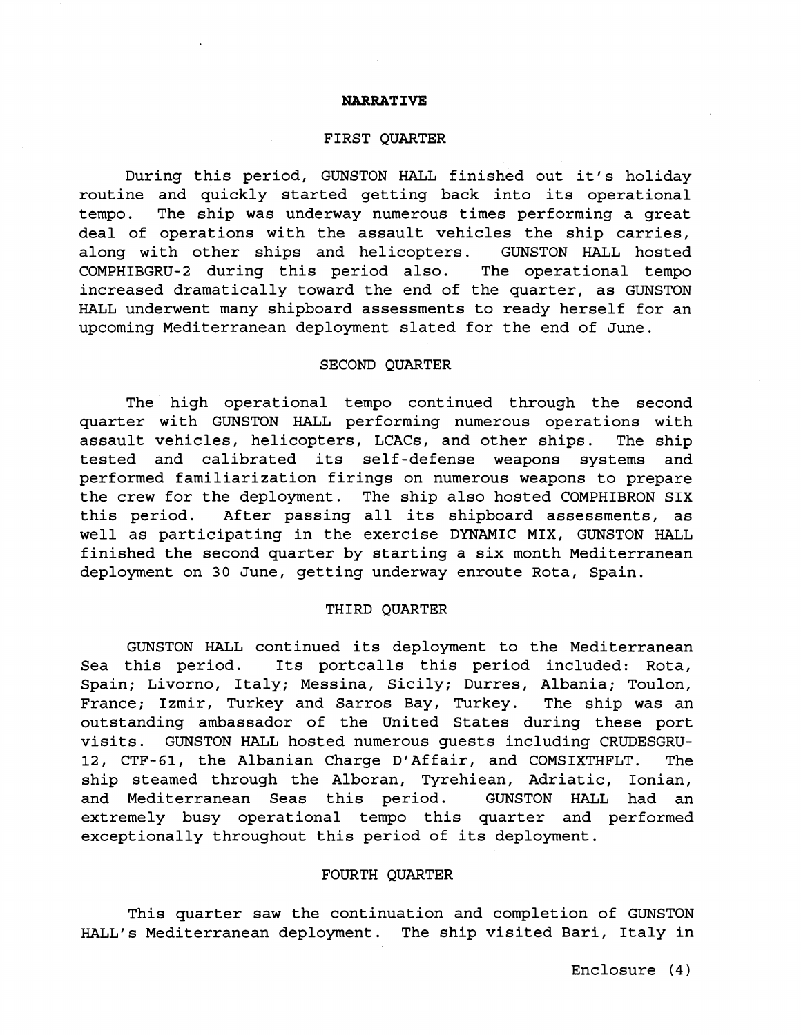# NARRATIVE

## FIRST QUARTER

During this period, GUNSTON HALL finished out it's holiday routine and quickly started getting back into its operational tempo. The ship was underway numerous times performing a great deal of operations with the assault vehicles the ship carries, along with other ships and helicopters. GUNSTON HALL hosted COMPHIBGRU-2 during this period also. The operational tempo increased dramatically toward the end of the quarter, as GUNSTON HALL underwent many shipboard assessments to ready herself for an upcoming Mediterranean deployment slated for the end of June.

## SECOND QUARTER

The high operational tempo continued through the second quarter with GUNSTON HALL performing numerous operations with assault vehicles, helicopters, LCACs, and other ships. The ship tested and calibrated its self-defense weapons systems and performed familiarization firings on numerous weapons to prepare the crew for the deployment. The ship also hosted COMPHIBRON SIX this period. After passing all its shipboard assessments, as well as participating in the exercise DYNAMIC MIX, GUNSTON HALL finished the second quarter by starting a six month Mediterranean deployment on 30 June, getting underway enroute Rota, Spain.

## THIRD QUARTER

GUNSTON HALL continued its deployment to the Mediterranean Sea this period. Its portcalls this period included: Rota, Spain; Livorno, Italy; Messina, Sicily; Durres, Albania; Toulon, France; Izmir, Turkey and Sarros Bay, Turkey. The ship was an outstanding ambassador of the United States during these port visits. GUNSTON HALL hosted numerous guests including CRUDESGRU-12, CTF-61, the Albanian Charge D'Affair, and COMSIXTHFLT. The ship steamed through the Alboran, Tyrehiean, Adriatic, Ionian, and Mediterranean Seas this period. GUNSTON HALL had an extremely busy operational tempo this quarter and performed exceptionally throughout this period of its deployment.

## FOURTH QUARTER

This quarter saw the continuation and completion of GUNSTON HALL's Mediterranean deployment. The ship visited Bari, Italy in

Enclosure (4)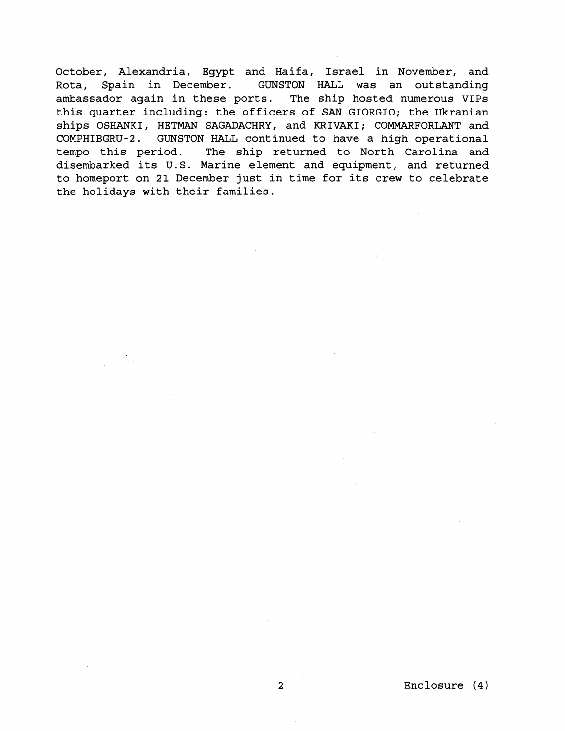October, Alexandria, Egypt and Haifa, Israel in November, and Rota, Spain in December. GUNSTON HALL was an outstanding ambassador again in these ports. The ship hosted numerous VIPs this quarter including: the officers of SAN GIORGIO; the Ukranian ships OSHANKI, HETMAN SAGADACHRY, and KRIVAKI; COMMARFORLANT and COMPHIBGRU-2. GUNSTON HALL continued to have a high operational tempo this period. The ship returned to North Carolina and disembarked its U.S. Marine element and equipment, and returned to homeport on 21 December just in time for its crew to celebrate the holidays with their families.

Enclosure (4)